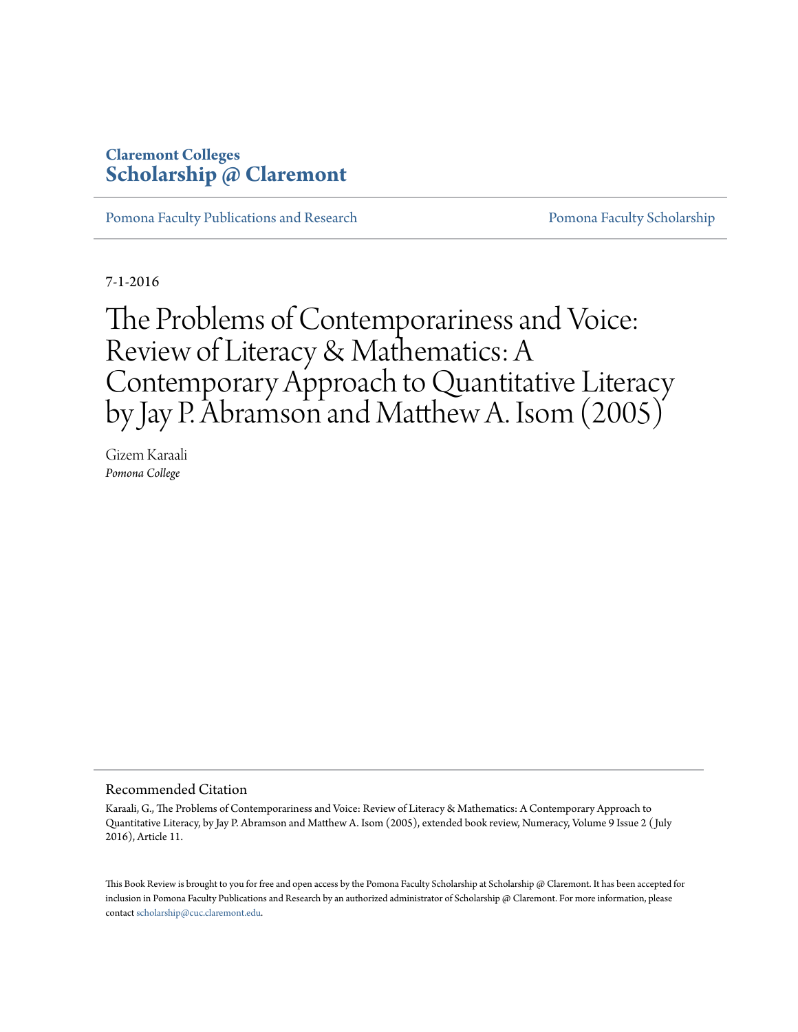Claremont Colleges
**Scholarship @ Claremont**

Pomona Faculty Publications and Research | Pomona Faculty Scholarship

7-1-2016

# The Problems of Contemporariness and Voice: Review of Literacy & Mathematics: A Contemporary Approach to Quantitative Literacy by Jay P. Abramson and Matthew A. Isom (2005)

Gizem Karaali
*Pomona College*

## Recommended Citation

Karaali, G., The Problems of Contemporariness and Voice: Review of Literacy & Mathematics: A Contemporary Approach to Quantitative Literacy, by Jay P. Abramson and Matthew A. Isom (2005), extended book review, Numeracy, Volume 9 Issue 2 ( July 2016), Article 11.

This Book Review is brought to you for free and open access by the Pomona Faculty Scholarship at Scholarship @ Claremont. It has been accepted for inclusion in Pomona Faculty Publications and Research by an authorized administrator of Scholarship @ Claremont. For more information, please contact scholarship@cuc.claremont.edu.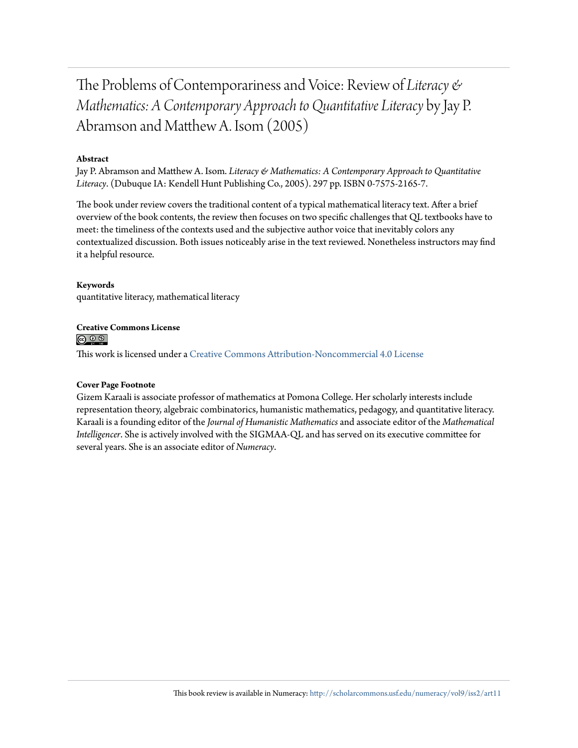# The Problems of Contemporariness and Voice: Review of *Literacy & Mathematics: A Contemporary Approach to Quantitative Literacy* by Jay P. Abramson and Matthew A. Isom (2005)

**Abstract**

Jay P. Abramson and Matthew A. Isom. *Literacy & Mathematics: A Contemporary Approach to Quantitative Literacy*. (Dubuque IA: Kendell Hunt Publishing Co., 2005). 297 pp. ISBN 0-7575-2165-7.

The book under review covers the traditional content of a typical mathematical literacy text. After a brief overview of the book contents, the review then focuses on two specific challenges that QL textbooks have to meet: the timeliness of the contexts used and the subjective author voice that inevitably colors any contextualized discussion. Both issues noticeably arise in the text reviewed. Nonetheless instructors may find it a helpful resource.

**Keywords**

quantitative literacy, mathematical literacy

**Creative Commons License**

This work is licensed under a Creative Commons Attribution-Noncommercial 4.0 License

**Cover Page Footnote**

Gizem Karaali is associate professor of mathematics at Pomona College. Her scholarly interests include representation theory, algebraic combinatorics, humanistic mathematics, pedagogy, and quantitative literacy. Karaali is a founding editor of the *Journal of Humanistic Mathematics* and associate editor of the *Mathematical Intelligencer*. She is actively involved with the SIGMAA-QL and has served on its executive committee for several years. She is an associate editor of *Numeracy*.

This book review is available in Numeracy: http://scholarcommons.usf.edu/numeracy/vol9/iss2/art11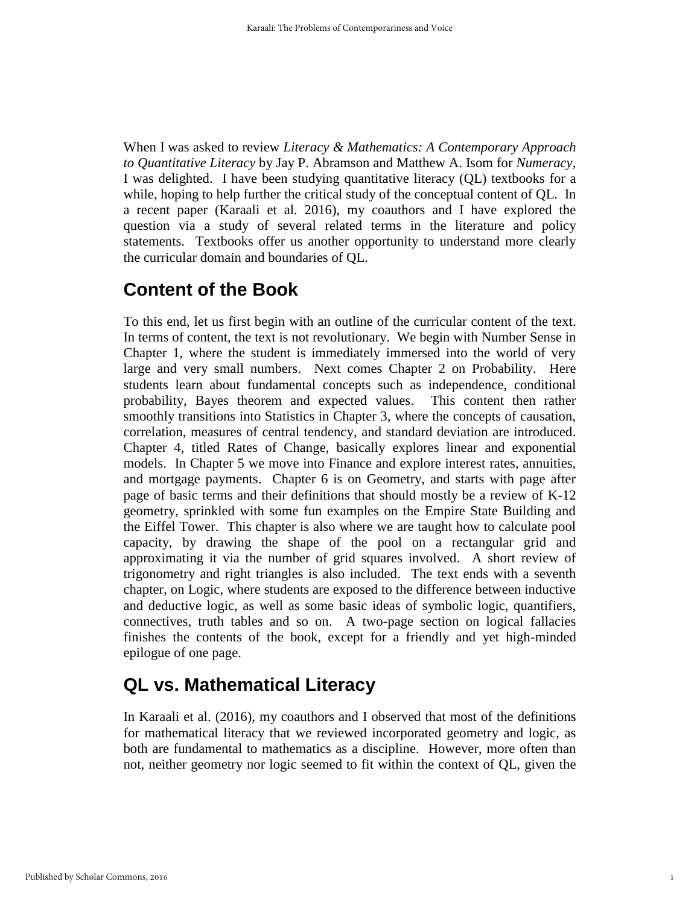When I was asked to review *Literacy & Mathematics: A Contemporary Approach to Quantitative Literacy* by Jay P. Abramson and Matthew A. Isom for *Numeracy*, I was delighted. I have been studying quantitative literacy (QL) textbooks for a while, hoping to help further the critical study of the conceptual content of QL. In a recent paper (Karaali et al. 2016), my coauthors and I have explored the question via a study of several related terms in the literature and policy statements. Textbooks offer us another opportunity to understand more clearly the curricular domain and boundaries of QL.

## Content of the Book

To this end, let us first begin with an outline of the curricular content of the text. In terms of content, the text is not revolutionary. We begin with Number Sense in Chapter 1, where the student is immediately immersed into the world of very large and very small numbers. Next comes Chapter 2 on Probability. Here students learn about fundamental concepts such as independence, conditional probability, Bayes theorem and expected values. This content then rather smoothly transitions into Statistics in Chapter 3, where the concepts of causation, correlation, measures of central tendency, and standard deviation are introduced. Chapter 4, titled Rates of Change, basically explores linear and exponential models. In Chapter 5 we move into Finance and explore interest rates, annuities, and mortgage payments. Chapter 6 is on Geometry, and starts with page after page of basic terms and their definitions that should mostly be a review of K-12 geometry, sprinkled with some fun examples on the Empire State Building and the Eiffel Tower. This chapter is also where we are taught how to calculate pool capacity, by drawing the shape of the pool on a rectangular grid and approximating it via the number of grid squares involved. A short review of trigonometry and right triangles is also included. The text ends with a seventh chapter, on Logic, where students are exposed to the difference between inductive and deductive logic, as well as some basic ideas of symbolic logic, quantifiers, connectives, truth tables and so on. A two-page section on logical fallacies finishes the contents of the book, except for a friendly and yet high-minded epilogue of one page.

## QL vs. Mathematical Literacy

In Karaali et al. (2016), my coauthors and I observed that most of the definitions for mathematical literacy that we reviewed incorporated geometry and logic, as both are fundamental to mathematics as a discipline. However, more often than not, neither geometry nor logic seemed to fit within the context of QL, given the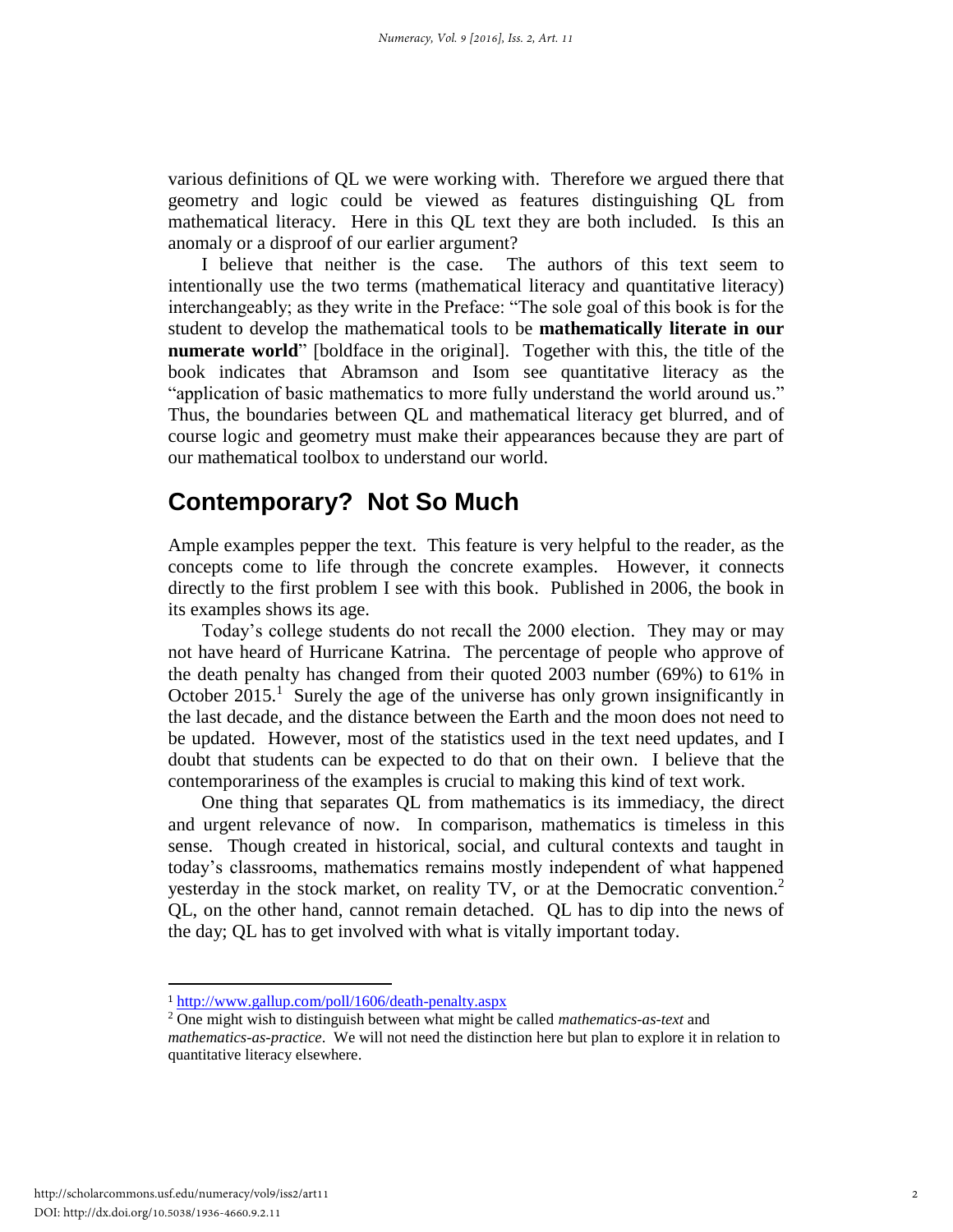various definitions of QL we were working with. Therefore we argued there that geometry and logic could be viewed as features distinguishing QL from mathematical literacy. Here in this QL text they are both included. Is this an anomaly or a disproof of our earlier argument?

I believe that neither is the case. The authors of this text seem to intentionally use the two terms (mathematical literacy and quantitative literacy) interchangeably; as they write in the Preface: "The sole goal of this book is for the student to develop the mathematical tools to be **mathematically literate in our numerate world**" [boldface in the original]. Together with this, the title of the book indicates that Abramson and Isom see quantitative literacy as the "application of basic mathematics to more fully understand the world around us." Thus, the boundaries between QL and mathematical literacy get blurred, and of course logic and geometry must make their appearances because they are part of our mathematical toolbox to understand our world.

## Contemporary? Not So Much

Ample examples pepper the text. This feature is very helpful to the reader, as the concepts come to life through the concrete examples. However, it connects directly to the first problem I see with this book. Published in 2006, the book in its examples shows its age.

Today's college students do not recall the 2000 election. They may or may not have heard of Hurricane Katrina. The percentage of people who approve of the death penalty has changed from their quoted 2003 number (69%) to 61% in October 2015.[1] Surely the age of the universe has only grown insignificantly in the last decade, and the distance between the Earth and the moon does not need to be updated. However, most of the statistics used in the text need updates, and I doubt that students can be expected to do that on their own. I believe that the contemporariness of the examples is crucial to making this kind of text work.

One thing that separates QL from mathematics is its immediacy, the direct and urgent relevance of now. In comparison, mathematics is timeless in this sense. Though created in historical, social, and cultural contexts and taught in today's classrooms, mathematics remains mostly independent of what happened yesterday in the stock market, on reality TV, or at the Democratic convention.[2] QL, on the other hand, cannot remain detached. QL has to dip into the news of the day; QL has to get involved with what is vitally important today.

---

[1] http://www.gallup.com/poll/1606/death-penalty.aspx

[2] One might wish to distinguish between what might be called *mathematics-as-text* and *mathematics-as-practice*. We will not need the distinction here but plan to explore it in relation to quantitative literacy elsewhere.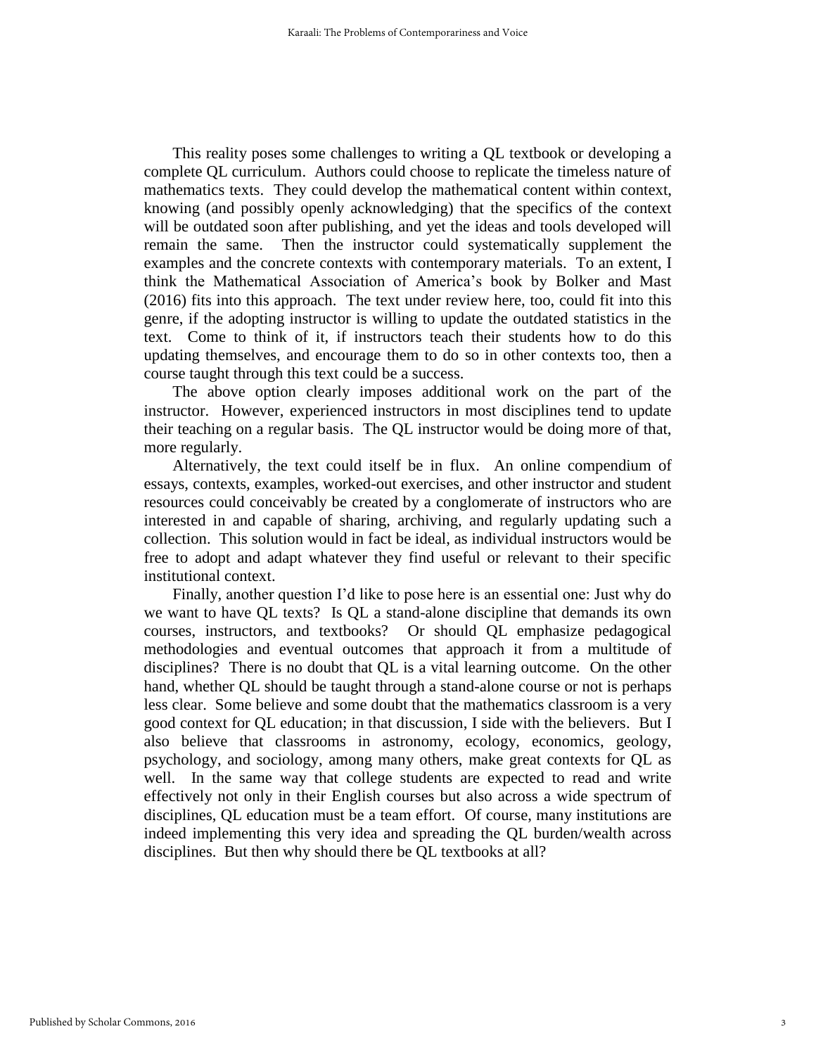This reality poses some challenges to writing a QL textbook or developing a complete QL curriculum. Authors could choose to replicate the timeless nature of mathematics texts. They could develop the mathematical content within context, knowing (and possibly openly acknowledging) that the specifics of the context will be outdated soon after publishing, and yet the ideas and tools developed will remain the same. Then the instructor could systematically supplement the examples and the concrete contexts with contemporary materials. To an extent, I think the Mathematical Association of America's book by Bolker and Mast (2016) fits into this approach. The text under review here, too, could fit into this genre, if the adopting instructor is willing to update the outdated statistics in the text. Come to think of it, if instructors teach their students how to do this updating themselves, and encourage them to do so in other contexts too, then a course taught through this text could be a success.

The above option clearly imposes additional work on the part of the instructor. However, experienced instructors in most disciplines tend to update their teaching on a regular basis. The QL instructor would be doing more of that, more regularly.

Alternatively, the text could itself be in flux. An online compendium of essays, contexts, examples, worked-out exercises, and other instructor and student resources could conceivably be created by a conglomerate of instructors who are interested in and capable of sharing, archiving, and regularly updating such a collection. This solution would in fact be ideal, as individual instructors would be free to adopt and adapt whatever they find useful or relevant to their specific institutional context.

Finally, another question I'd like to pose here is an essential one: Just why do we want to have QL texts? Is QL a stand-alone discipline that demands its own courses, instructors, and textbooks? Or should QL emphasize pedagogical methodologies and eventual outcomes that approach it from a multitude of disciplines? There is no doubt that QL is a vital learning outcome. On the other hand, whether QL should be taught through a stand-alone course or not is perhaps less clear. Some believe and some doubt that the mathematics classroom is a very good context for QL education; in that discussion, I side with the believers. But I also believe that classrooms in astronomy, ecology, economics, geology, psychology, and sociology, among many others, make great contexts for QL as well. In the same way that college students are expected to read and write effectively not only in their English courses but also across a wide spectrum of disciplines, QL education must be a team effort. Of course, many institutions are indeed implementing this very idea and spreading the QL burden/wealth across disciplines. But then why should there be QL textbooks at all?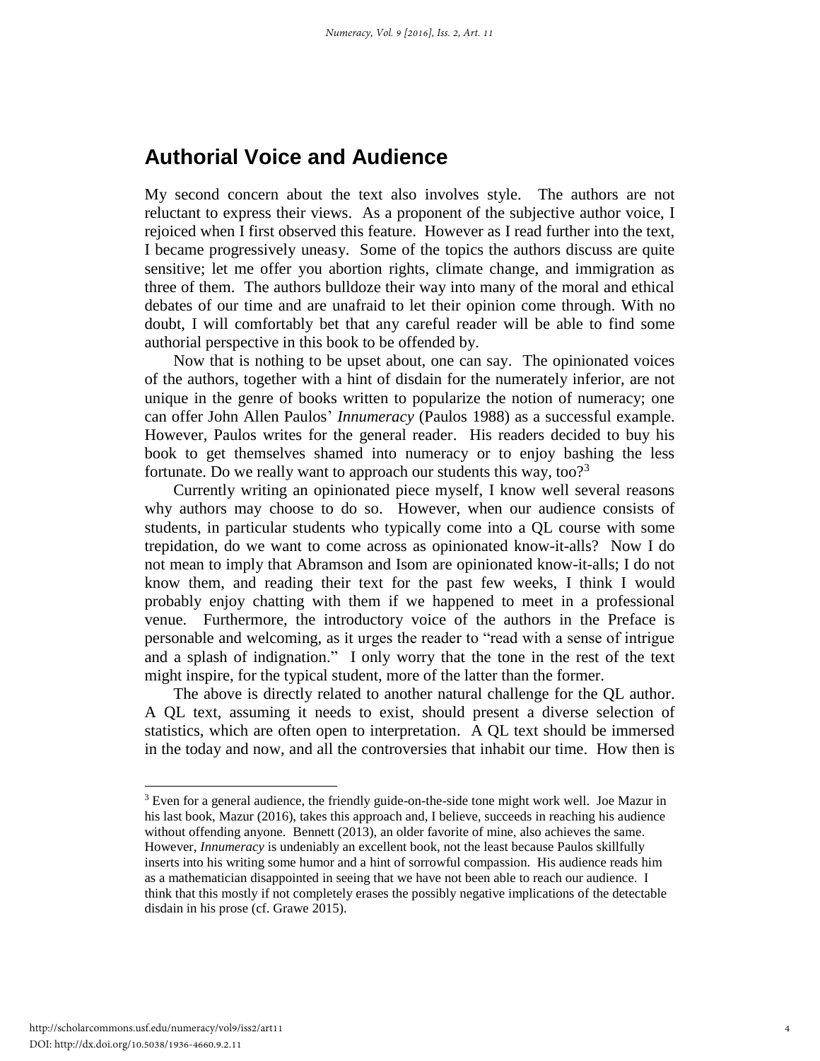## Authorial Voice and Audience

My second concern about the text also involves style. The authors are not reluctant to express their views. As a proponent of the subjective author voice, I rejoiced when I first observed this feature. However as I read further into the text, I became progressively uneasy. Some of the topics the authors discuss are quite sensitive; let me offer you abortion rights, climate change, and immigration as three of them. The authors bulldoze their way into many of the moral and ethical debates of our time and are unafraid to let their opinion come through. With no doubt, I will comfortably bet that any careful reader will be able to find some authorial perspective in this book to be offended by.

Now that is nothing to be upset about, one can say. The opinionated voices of the authors, together with a hint of disdain for the numerately inferior, are not unique in the genre of books written to popularize the notion of numeracy; one can offer John Allen Paulos' *Innumeracy* (Paulos 1988) as a successful example. However, Paulos writes for the general reader. His readers decided to buy his book to get themselves shamed into numeracy or to enjoy bashing the less fortunate. Do we really want to approach our students this way, too?[3]

Currently writing an opinionated piece myself, I know well several reasons why authors may choose to do so. However, when our audience consists of students, in particular students who typically come into a QL course with some trepidation, do we want to come across as opinionated know-it-alls? Now I do not mean to imply that Abramson and Isom are opinionated know-it-alls; I do not know them, and reading their text for the past few weeks, I think I would probably enjoy chatting with them if we happened to meet in a professional venue. Furthermore, the introductory voice of the authors in the Preface is personable and welcoming, as it urges the reader to "read with a sense of intrigue and a splash of indignation." I only worry that the tone in the rest of the text might inspire, for the typical student, more of the latter than the former.

The above is directly related to another natural challenge for the QL author. A QL text, assuming it needs to exist, should present a diverse selection of statistics, which are often open to interpretation. A QL text should be immersed in the today and now, and all the controversies that inhabit our time. How then is

[3] Even for a general audience, the friendly guide-on-the-side tone might work well. Joe Mazur in his last book, Mazur (2016), takes this approach and, I believe, succeeds in reaching his audience without offending anyone. Bennett (2013), an older favorite of mine, also achieves the same. However, *Innumeracy* is undeniably an excellent book, not the least because Paulos skillfully inserts into his writing some humor and a hint of sorrowful compassion. His audience reads him as a mathematician disappointed in seeing that we have not been able to reach our audience. I think that this mostly if not completely erases the possibly negative implications of the detectable disdain in his prose (cf. Grawe 2015).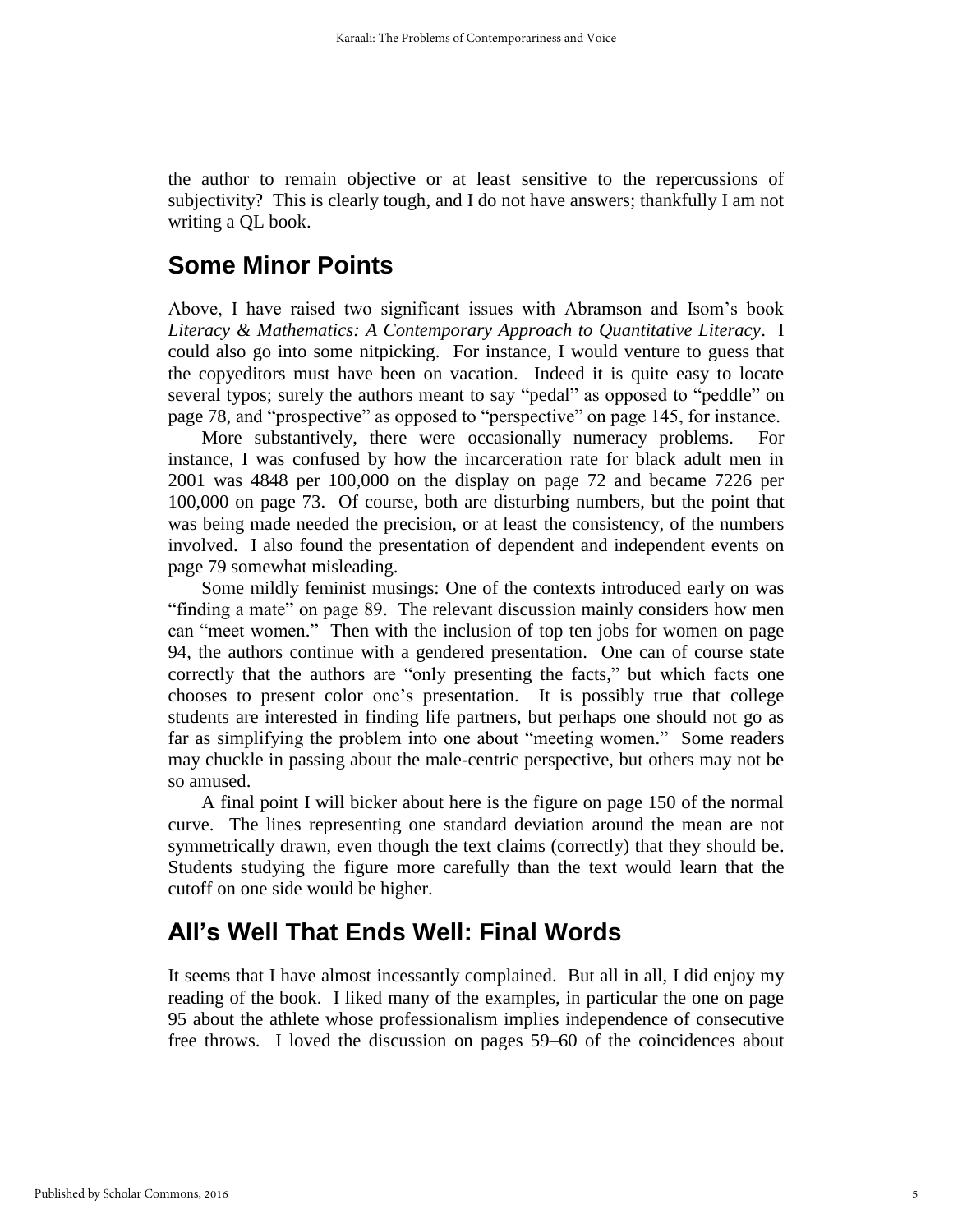the author to remain objective or at least sensitive to the repercussions of subjectivity? This is clearly tough, and I do not have answers; thankfully I am not writing a QL book.

## Some Minor Points

Above, I have raised two significant issues with Abramson and Isom's book *Literacy & Mathematics: A Contemporary Approach to Quantitative Literacy*. I could also go into some nitpicking. For instance, I would venture to guess that the copyeditors must have been on vacation. Indeed it is quite easy to locate several typos; surely the authors meant to say "pedal" as opposed to "peddle" on page 78, and "prospective" as opposed to "perspective" on page 145, for instance.

More substantively, there were occasionally numeracy problems. For instance, I was confused by how the incarceration rate for black adult men in 2001 was 4848 per 100,000 on the display on page 72 and became 7226 per 100,000 on page 73. Of course, both are disturbing numbers, but the point that was being made needed the precision, or at least the consistency, of the numbers involved. I also found the presentation of dependent and independent events on page 79 somewhat misleading.

Some mildly feminist musings: One of the contexts introduced early on was "finding a mate" on page 89. The relevant discussion mainly considers how men can "meet women." Then with the inclusion of top ten jobs for women on page 94, the authors continue with a gendered presentation. One can of course state correctly that the authors are "only presenting the facts," but which facts one chooses to present color one's presentation. It is possibly true that college students are interested in finding life partners, but perhaps one should not go as far as simplifying the problem into one about "meeting women." Some readers may chuckle in passing about the male-centric perspective, but others may not be so amused.

A final point I will bicker about here is the figure on page 150 of the normal curve. The lines representing one standard deviation around the mean are not symmetrically drawn, even though the text claims (correctly) that they should be. Students studying the figure more carefully than the text would learn that the cutoff on one side would be higher.

## All's Well That Ends Well: Final Words

It seems that I have almost incessantly complained. But all in all, I did enjoy my reading of the book. I liked many of the examples, in particular the one on page 95 about the athlete whose professionalism implies independence of consecutive free throws. I loved the discussion on pages 59–60 of the coincidences about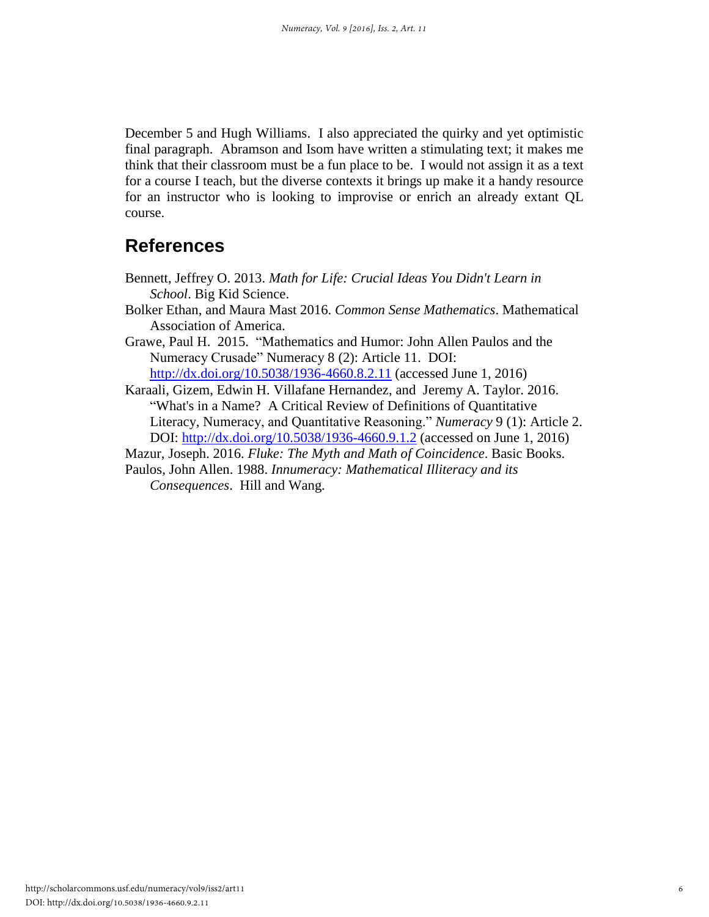December 5 and Hugh Williams. I also appreciated the quirky and yet optimistic final paragraph. Abramson and Isom have written a stimulating text; it makes me think that their classroom must be a fun place to be. I would not assign it as a text for a course I teach, but the diverse contexts it brings up make it a handy resource for an instructor who is looking to improvise or enrich an already extant QL course.

## References

Bennett, Jeffrey O. 2013. *Math for Life: Crucial Ideas You Didn't Learn in School*. Big Kid Science.

Bolker Ethan, and Maura Mast 2016. *Common Sense Mathematics*. Mathematical Association of America.

Grawe, Paul H. 2015. "Mathematics and Humor: John Allen Paulos and the Numeracy Crusade" Numeracy 8 (2): Article 11. DOI: http://dx.doi.org/10.5038/1936-4660.8.2.11 (accessed June 1, 2016)

Karaali, Gizem, Edwin H. Villafane Hernandez, and Jeremy A. Taylor. 2016. "What's in a Name? A Critical Review of Definitions of Quantitative Literacy, Numeracy, and Quantitative Reasoning." *Numeracy* 9 (1): Article 2. DOI: http://dx.doi.org/10.5038/1936-4660.9.1.2 (accessed on June 1, 2016)

Mazur, Joseph. 2016. *Fluke: The Myth and Math of Coincidence*. Basic Books.

Paulos, John Allen. 1988. *Innumeracy: Mathematical Illiteracy and its Consequences*. Hill and Wang.